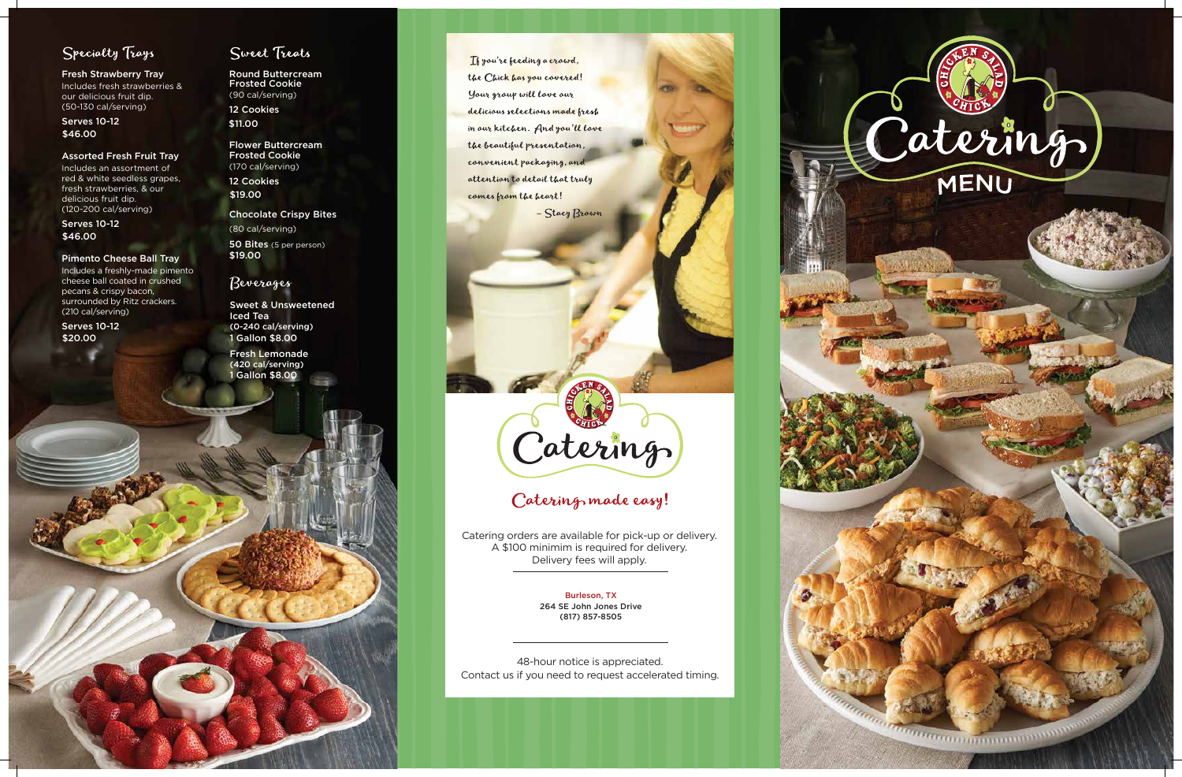## Specialty Trays

**Fresh Strawberry Tray**
Includes fresh strawberries & our delicious fruit dip.
(50-130 cal/serving)

Serves 10-12
$46.00

**Assorted Fresh Fruit Tray**
Includes an assortment of red & white seedless grapes, fresh strawberries, & our delicious fruit dip.
(120-200 cal/serving)

Serves 10-12
$46.00

**Pimento Cheese Ball Tray**
Includes a freshly-made pimento cheese ball coated in crushed pecans & crispy bacon, surrounded by Ritz crackers.
(210 cal/serving)

Serves 10-12
$20.00

## Sweet Treats

**Round Buttercream Frosted Cookie**
(90 cal/serving)

12 Cookies
$11.00

**Flower Buttercream Frosted Cookie**
(170 cal/serving)

12 Cookies
$19.00

**Chocolate Crispy Bites**
(80 cal/serving)

50 Bites (5 per person)
$19.00

## Beverages

**Sweet & Unsweetened Iced Tea**
(0-240 cal/serving)
1 Gallon $8.00

**Fresh Lemonade**
(420 cal/serving)
1 Gallon $8.00

*If you're feeding a crowd, the Chick has you covered! Your group will love our delicious selections made fresh in our kitchen. And you'll love the beautiful presentation, convenient packaging, and attention to detail that truly comes from the heart!*

*– Stacy Brown*

Chicken Salad Chick

Catering

## Catering made easy!

Catering orders are available for pick-up or delivery.
A $100 minimim is required for delivery.
Delivery fees will apply.

Burleson, TX
264 SE John Jones Drive
(817) 857-8505

48-hour notice is appreciated.
Contact us if you need to request accelerated timing.

Chicken Salad Chick

# Catering MENU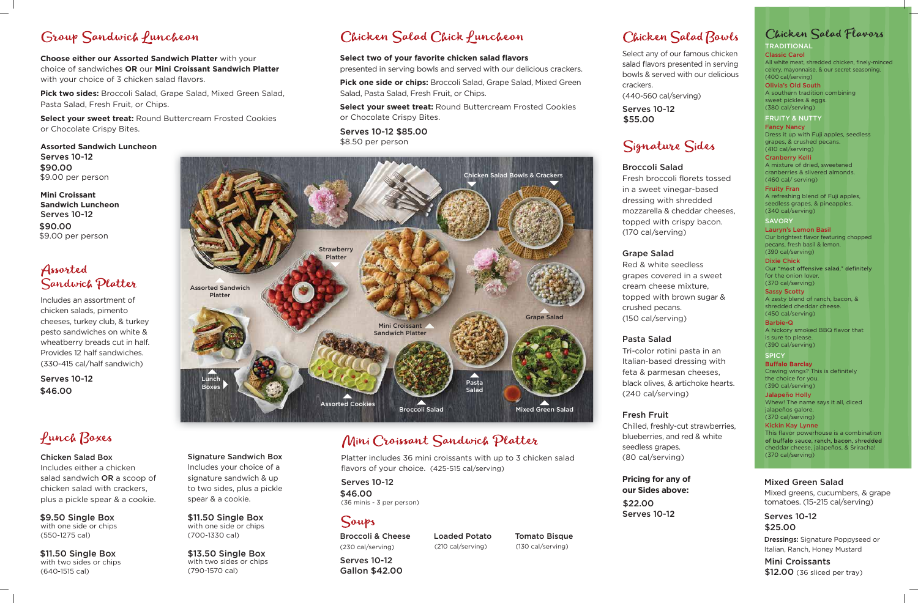## Group Sandwich Luncheon

**Choose either our Assorted Sandwich Platter** with your choice of sandwiches **OR** our **Mini Croissant Sandwich Platter** with your choice of 3 chicken salad flavors.

**Pick two sides:** Broccoli Salad, Grape Salad, Mixed Green Salad, Pasta Salad, Fresh Fruit, or Chips.

**Select your sweet treat:** Round Buttercream Frosted Cookies or Chocolate Crispy Bites.

**Assorted Sandwich Luncheon**
Serves 10-12
$90.00
$9.00 per person

**Mini Croissant Sandwich Luncheon**
Serves 10-12
$90.00
$9.00 per person

## Assorted Sandwich Platter

Includes an assortment of chicken salads, pimento cheeses, turkey club, & turkey pesto sandwiches on white & wheatberry breads cut in half. Provides 12 half sandwiches. (330-415 cal/half sandwich)

Serves 10-12
$46.00

## Chicken Salad Chick Luncheon

**Select two of your favorite chicken salad flavors** presented in serving bowls and served with our delicious crackers.

**Pick one side or chips:** Broccoli Salad, Grape Salad, Mixed Green Salad, Pasta Salad, Fresh Fruit, or Chips.

**Select your sweet treat:** Round Buttercream Frosted Cookies or Chocolate Crispy Bites.

Serves 10-12 $85.00
$8.50 per person

Chicken Salad Bowls & Crackers
Strawberry Platter
Assorted Sandwich Platter
Grape Salad
Mini Croissant Sandwich Platter
Lunch Boxes
Pasta Salad
Assorted Cookies
Broccoli Salad
Mixed Green Salad

## Lunch Boxes

**Chicken Salad Box**
Includes either a chicken salad sandwich **OR** a scoop of chicken salad with crackers, plus a pickle spear & a cookie.

**$9.50 Single Box**
with one side or chips
(550-1275 cal)

**$11.50 Single Box**
with two sides or chips
(640-1515 cal)

**Signature Sandwich Box**
Includes your choice of a signature sandwich & up to two sides, plus a pickle spear & a cookie.

**$11.50 Single Box**
with one side or chips
(700-1330 cal)

**$13.50 Single Box**
with two sides or chips
(790-1570 cal)

## Mini Croissant Sandwich Platter

Platter includes 36 mini croissants with up to 3 chicken salad flavors of your choice. (425-515 cal/serving)

Serves 10-12
$46.00
(36 minis - 3 per person)

## Soups

**Broccoli & Cheese** (230 cal/serving)
**Loaded Potato** (210 cal/serving)
**Tomato Bisque** (130 cal/serving)

Serves 10-12
Gallon $42.00

## Chicken Salad Bowls

Select any of our famous chicken salad flavors presented in serving bowls & served with our delicious crackers.
(440-560 cal/serving)

Serves 10-12
$55.00

## Signature Sides

**Broccoli Salad**
Fresh broccoli florets tossed in a sweet vinegar-based dressing with shredded mozzarella & cheddar cheeses, topped with crispy bacon. (170 cal/serving)

**Grape Salad**
Red & white seedless grapes covered in a sweet cream cheese mixture, topped with brown sugar & crushed pecans. (150 cal/serving)

**Pasta Salad**
Tri-color rotini pasta in an Italian-based dressing with feta & parmesan cheeses, black olives, & artichoke hearts. (240 cal/serving)

**Fresh Fruit**
Chilled, freshly-cut strawberries, blueberries, and red & white seedless grapes. (80 cal/serving)

**Pricing for any of our Sides above:**
$22.00
Serves 10-12

## Chicken Salad Flavors

### TRADITIONAL

**Classic Carol**
All white meat, shredded chicken, finely-minced celery, mayonnaise, & our secret seasoning. (400 cal/serving)

**Olivia's Old South**
A southern tradition combining sweet pickles & eggs. (380 cal/serving)

### FRUITY & NUTTY

**Fancy Nancy**
Dress it up with Fuji apples, seedless grapes, & crushed pecans. (410 cal/serving)

**Cranberry Kelli**
A mixture of dried, sweetened cranberries & slivered almonds. (460 cal/ serving)

**Fruity Fran**
A refreshing blend of Fuji apples, seedless grapes, & pineapples. (340 cal/serving)

### SAVORY

**Lauryn's Lemon Basil**
Our brightest flavor featuring chopped pecans, fresh basil & lemon. (390 cal/serving)

**Dixie Chick**
Our "most offensive salad," definitely for the onion lover. (370 cal/serving)

**Sassy Scotty**
A zesty blend of ranch, bacon, & shredded cheddar cheese. (450 cal/serving)

**Barbie-Q**
A hickory smoked BBQ flavor that is sure to please. (390 cal/serving)

### SPICY

**Buffalo Barclay**
Craving wings? This is definitely the choice for you. (390 cal/serving)

**Jalapeño Holly**
Whew! The name says it all, diced jalapeños galore. (370 cal/serving)

**Kickin Kay Lynne**
This flavor powerhouse is a combination of buffalo sauce, ranch, bacon, shredded cheddar cheese, jalapeños, & Sriracha! (370 cal/serving)

**Mixed Green Salad**
Mixed greens, cucumbers, & grape tomatoes. (15-215 cal/serving)

Serves 10-12
$25.00

**Dressings:** Signature Poppyseed or Italian, Ranch, Honey Mustard

**Mini Croissants**
$12.00 (36 sliced per tray)